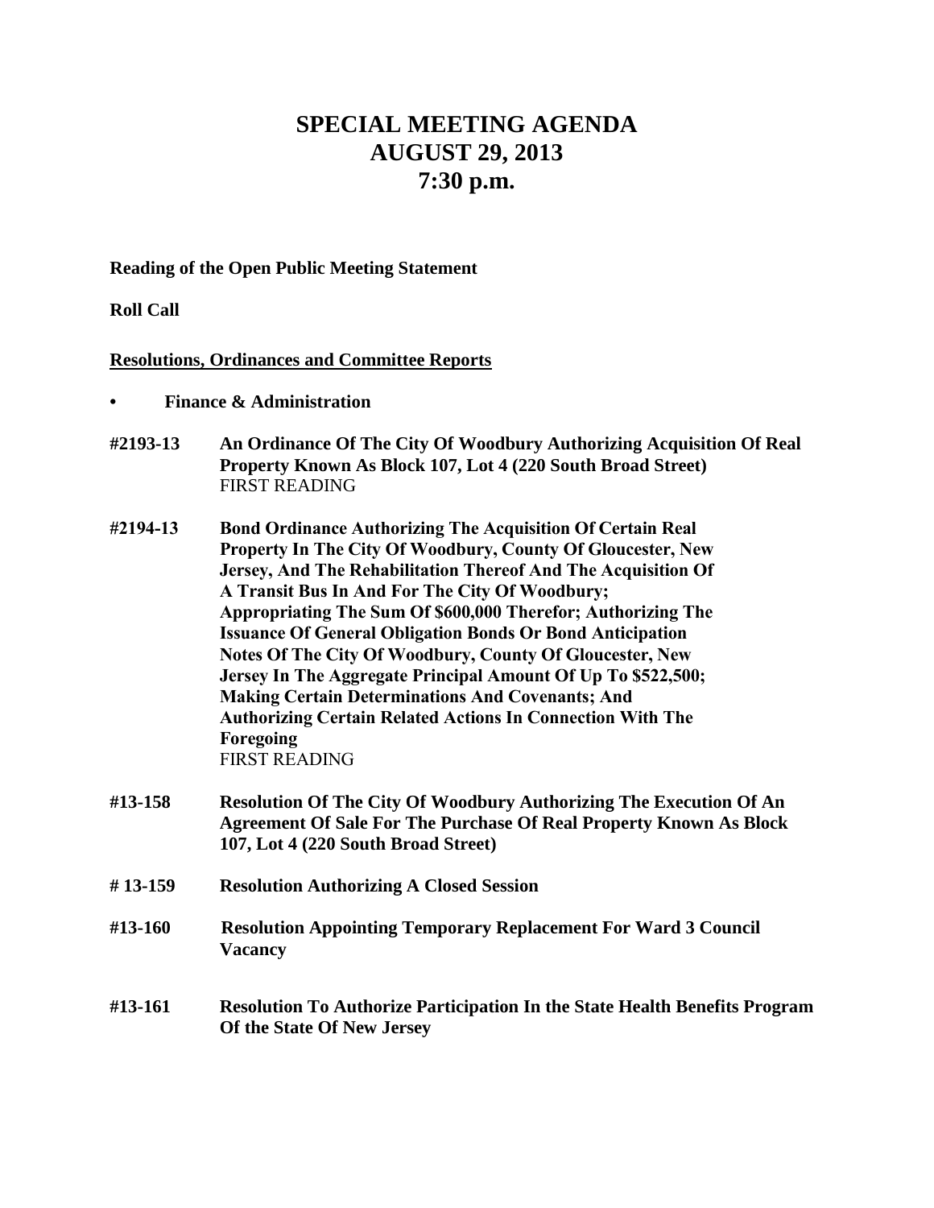# SPECIAL MEETING AGENDA
# AUGUST 29, 2013
# 7:30 p.m.

**Reading of the Open Public Meeting Statement**

**Roll Call**

**<u>Resolutions, Ordinances and Committee Reports</u>**

- **Finance & Administration**

**#2193-13** **An Ordinance Of The City Of Woodbury Authorizing Acquisition Of Real Property Known As Block 107, Lot 4 (220 South Broad Street)**
FIRST READING

**#2194-13** **Bond Ordinance Authorizing The Acquisition Of Certain Real Property In The City Of Woodbury, County Of Gloucester, New Jersey, And The Rehabilitation Thereof And The Acquisition Of A Transit Bus In And For The City Of Woodbury; Appropriating The Sum Of $600,000 Therefor; Authorizing The Issuance Of General Obligation Bonds Or Bond Anticipation Notes Of The City Of Woodbury, County Of Gloucester, New Jersey In The Aggregate Principal Amount Of Up To $522,500; Making Certain Determinations And Covenants; And Authorizing Certain Related Actions In Connection With The Foregoing**
FIRST READING

**#13-158** **Resolution Of The City Of Woodbury Authorizing The Execution Of An Agreement Of Sale For The Purchase Of Real Property Known As Block 107, Lot 4 (220 South Broad Street)**

**# 13-159** **Resolution Authorizing A Closed Session**

**#13-160** **Resolution Appointing Temporary Replacement For Ward 3 Council Vacancy**

**#13-161** **Resolution To Authorize Participation In the State Health Benefits Program Of the State Of New Jersey**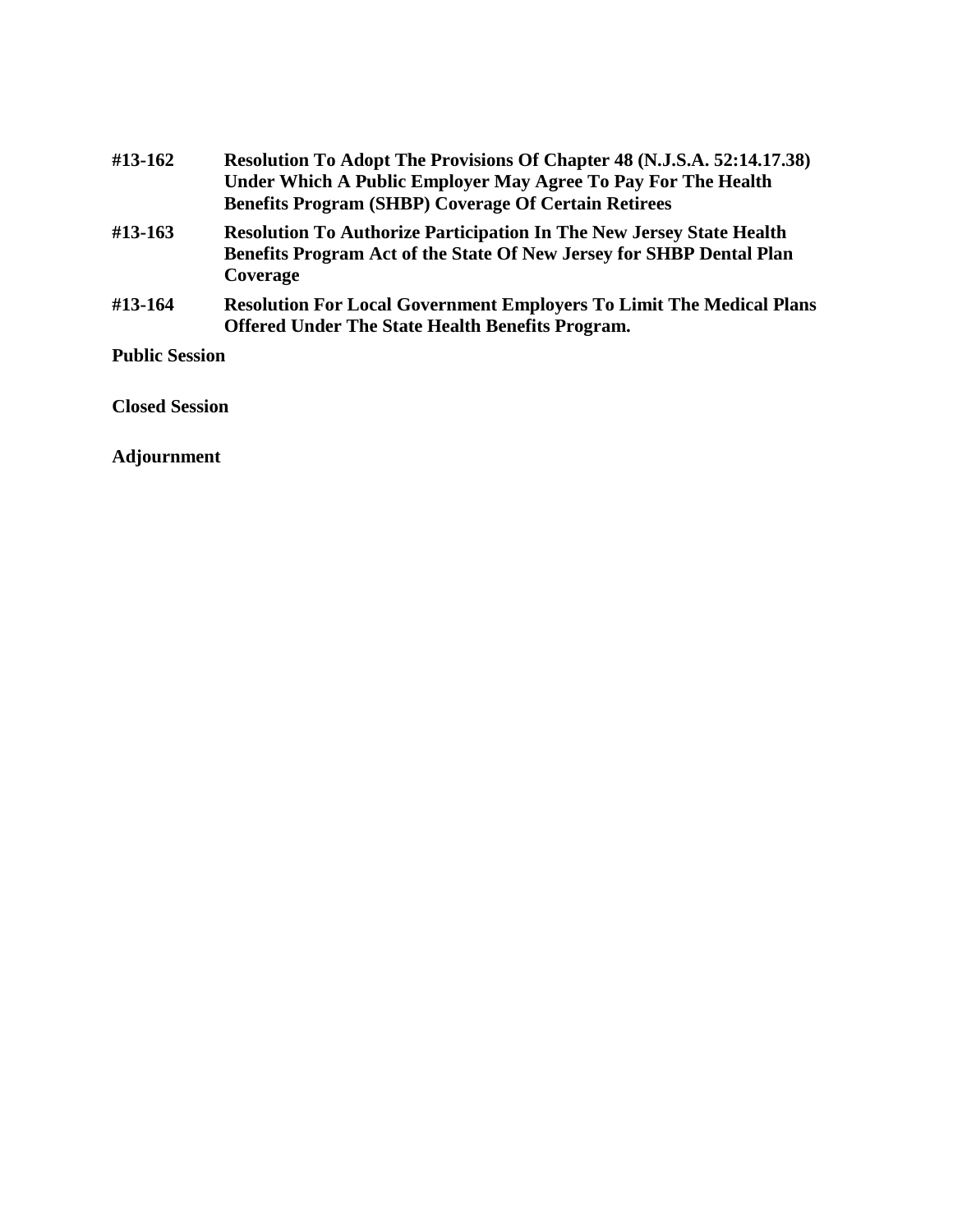**#13-162** **Resolution To Adopt The Provisions Of Chapter 48 (N.J.S.A. 52:14.17.38) Under Which A Public Employer May Agree To Pay For The Health Benefits Program (SHBP) Coverage Of Certain Retirees**

**#13-163** **Resolution To Authorize Participation In The New Jersey State Health Benefits Program Act of the State Of New Jersey for SHBP Dental Plan Coverage**

**#13-164** **Resolution For Local Government Employers To Limit The Medical Plans Offered Under The State Health Benefits Program.**

**Public Session**

**Closed Session**

**Adjournment**